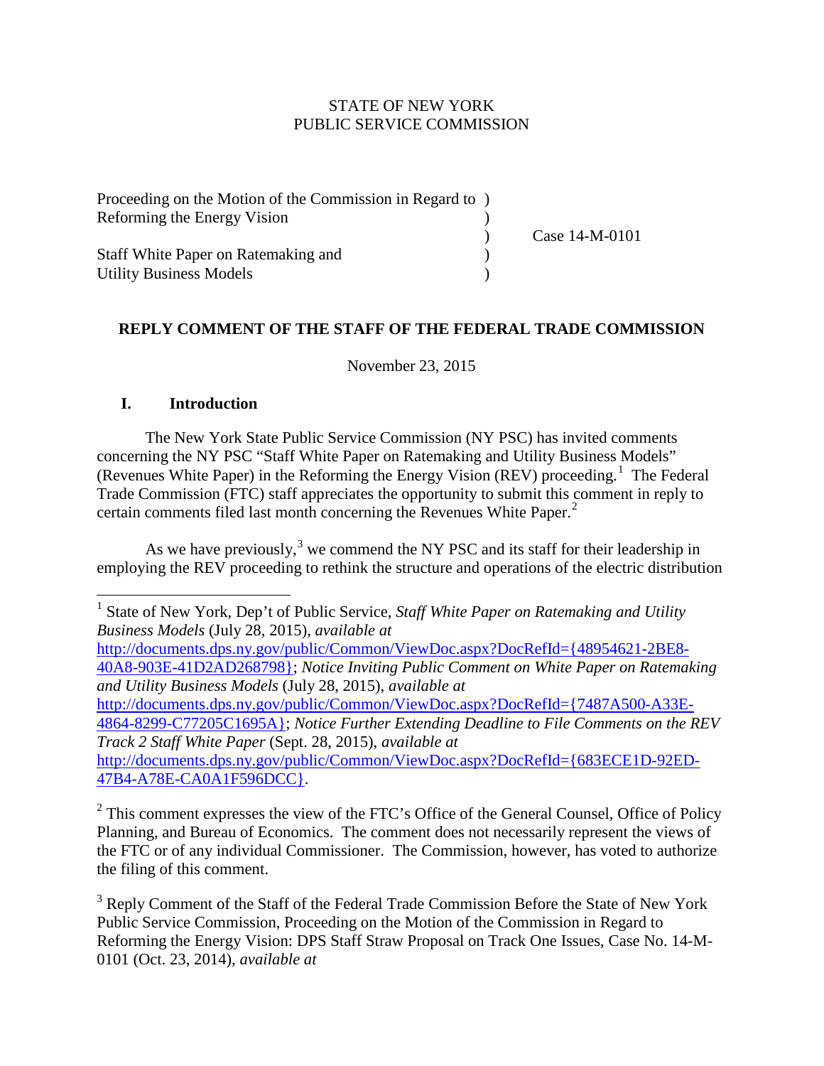STATE OF NEW YORK
PUBLIC SERVICE COMMISSION

| | | |
|---|---|---|
| Proceeding on the Motion of the Commission in Regard to Reforming the Energy Vision | ) | |
| | ) | Case 14-M-0101 |
| Staff White Paper on Ratemaking and Utility Business Models | ) | |

**REPLY COMMENT OF THE STAFF OF THE FEDERAL TRADE COMMISSION**

November 23, 2015

## I. Introduction

The New York State Public Service Commission (NY PSC) has invited comments concerning the NY PSC "Staff White Paper on Ratemaking and Utility Business Models" (Revenues White Paper) in the Reforming the Energy Vision (REV) proceeding.[1] The Federal Trade Commission (FTC) staff appreciates the opportunity to submit this comment in reply to certain comments filed last month concerning the Revenues White Paper.[2]

As we have previously,[3] we commend the NY PSC and its staff for their leadership in employing the REV proceeding to rethink the structure and operations of the electric distribution

---

[1] State of New York, Dep't of Public Service, *Staff White Paper on Ratemaking and Utility Business Models* (July 28, 2015), *available at* http://documents.dps.ny.gov/public/Common/ViewDoc.aspx?DocRefId={48954621-2BE8-40A8-903E-41D2AD268798}; *Notice Inviting Public Comment on White Paper on Ratemaking and Utility Business Models* (July 28, 2015), *available at* http://documents.dps.ny.gov/public/Common/ViewDoc.aspx?DocRefId={7487A500-A33E-4864-8299-C77205C1695A}; *Notice Further Extending Deadline to File Comments on the REV Track 2 Staff White Paper* (Sept. 28, 2015), *available at* http://documents.dps.ny.gov/public/Common/ViewDoc.aspx?DocRefId={683ECE1D-92ED-47B4-A78E-CA0A1F596DCC}.

[2] This comment expresses the view of the FTC's Office of the General Counsel, Office of Policy Planning, and Bureau of Economics. The comment does not necessarily represent the views of the FTC or of any individual Commissioner. The Commission, however, has voted to authorize the filing of this comment.

[3] Reply Comment of the Staff of the Federal Trade Commission Before the State of New York Public Service Commission, Proceeding on the Motion of the Commission in Regard to Reforming the Energy Vision: DPS Staff Straw Proposal on Track One Issues, Case No. 14-M-0101 (Oct. 23, 2014), *available at*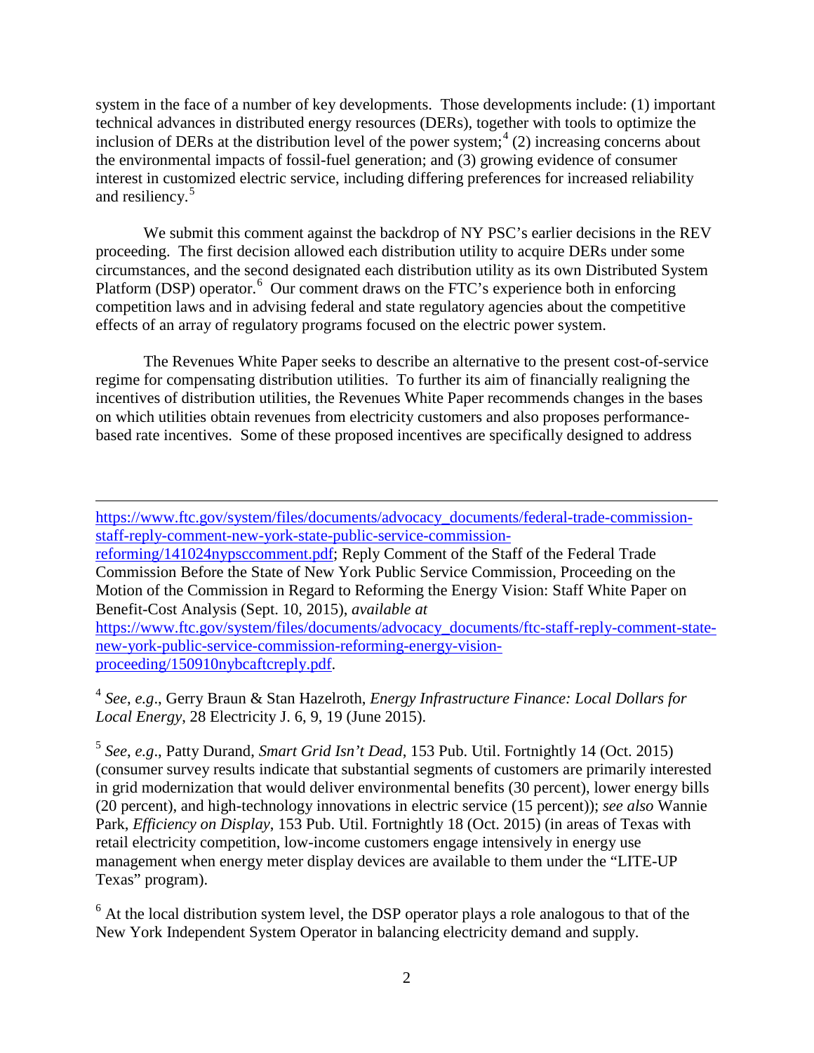system in the face of a number of key developments. Those developments include: (1) important technical advances in distributed energy resources (DERs), together with tools to optimize the inclusion of DERs at the distribution level of the power system;[4] (2) increasing concerns about the environmental impacts of fossil-fuel generation; and (3) growing evidence of consumer interest in customized electric service, including differing preferences for increased reliability and resiliency.[5]

We submit this comment against the backdrop of NY PSC's earlier decisions in the REV proceeding. The first decision allowed each distribution utility to acquire DERs under some circumstances, and the second designated each distribution utility as its own Distributed System Platform (DSP) operator.[6] Our comment draws on the FTC's experience both in enforcing competition laws and in advising federal and state regulatory agencies about the competitive effects of an array of regulatory programs focused on the electric power system.

The Revenues White Paper seeks to describe an alternative to the present cost-of-service regime for compensating distribution utilities. To further its aim of financially realigning the incentives of distribution utilities, the Revenues White Paper recommends changes in the bases on which utilities obtain revenues from electricity customers and also proposes performance-based rate incentives. Some of these proposed incentives are specifically designed to address

---

https://www.ftc.gov/system/files/documents/advocacy_documents/federal-trade-commission-staff-reply-comment-new-york-state-public-service-commission-reforming/141024nypsccomment.pdf; Reply Comment of the Staff of the Federal Trade Commission Before the State of New York Public Service Commission, Proceeding on the Motion of the Commission in Regard to Reforming the Energy Vision: Staff White Paper on Benefit-Cost Analysis (Sept. 10, 2015), *available at* https://www.ftc.gov/system/files/documents/advocacy_documents/ftc-staff-reply-comment-state-new-york-public-service-commission-reforming-energy-vision-proceeding/150910nybcaftcreply.pdf.

[4] *See, e.g*., Gerry Braun & Stan Hazelroth, *Energy Infrastructure Finance: Local Dollars for Local Energy*, 28 Electricity J. 6, 9, 19 (June 2015).

[5] *See, e.g*., Patty Durand, *Smart Grid Isn't Dead*, 153 Pub. Util. Fortnightly 14 (Oct. 2015) (consumer survey results indicate that substantial segments of customers are primarily interested in grid modernization that would deliver environmental benefits (30 percent), lower energy bills (20 percent), and high-technology innovations in electric service (15 percent)); *see also* Wannie Park, *Efficiency on Display*, 153 Pub. Util. Fortnightly 18 (Oct. 2015) (in areas of Texas with retail electricity competition, low-income customers engage intensively in energy use management when energy meter display devices are available to them under the "LITE-UP Texas" program).

[6] At the local distribution system level, the DSP operator plays a role analogous to that of the New York Independent System Operator in balancing electricity demand and supply.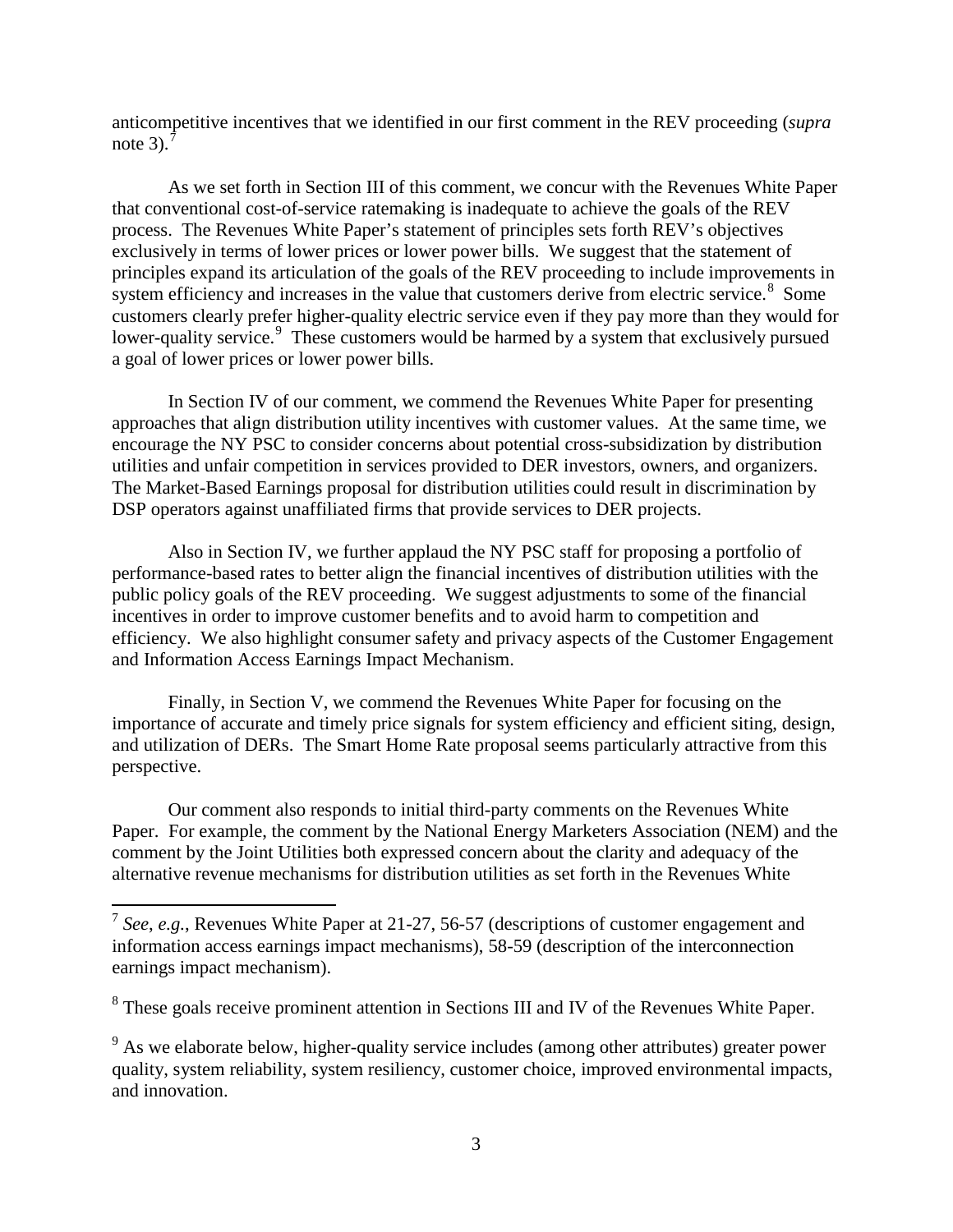anticompetitive incentives that we identified in our first comment in the REV proceeding (*supra* note 3).[7]

As we set forth in Section III of this comment, we concur with the Revenues White Paper that conventional cost-of-service ratemaking is inadequate to achieve the goals of the REV process. The Revenues White Paper's statement of principles sets forth REV's objectives exclusively in terms of lower prices or lower power bills. We suggest that the statement of principles expand its articulation of the goals of the REV proceeding to include improvements in system efficiency and increases in the value that customers derive from electric service.[8] Some customers clearly prefer higher-quality electric service even if they pay more than they would for lower-quality service.[9] These customers would be harmed by a system that exclusively pursued a goal of lower prices or lower power bills.

In Section IV of our comment, we commend the Revenues White Paper for presenting approaches that align distribution utility incentives with customer values. At the same time, we encourage the NY PSC to consider concerns about potential cross-subsidization by distribution utilities and unfair competition in services provided to DER investors, owners, and organizers. The Market-Based Earnings proposal for distribution utilities could result in discrimination by DSP operators against unaffiliated firms that provide services to DER projects.

Also in Section IV, we further applaud the NY PSC staff for proposing a portfolio of performance-based rates to better align the financial incentives of distribution utilities with the public policy goals of the REV proceeding. We suggest adjustments to some of the financial incentives in order to improve customer benefits and to avoid harm to competition and efficiency. We also highlight consumer safety and privacy aspects of the Customer Engagement and Information Access Earnings Impact Mechanism.

Finally, in Section V, we commend the Revenues White Paper for focusing on the importance of accurate and timely price signals for system efficiency and efficient siting, design, and utilization of DERs. The Smart Home Rate proposal seems particularly attractive from this perspective.

Our comment also responds to initial third-party comments on the Revenues White Paper. For example, the comment by the National Energy Marketers Association (NEM) and the comment by the Joint Utilities both expressed concern about the clarity and adequacy of the alternative revenue mechanisms for distribution utilities as set forth in the Revenues White

---

[7] *See, e.g.*, Revenues White Paper at 21-27, 56-57 (descriptions of customer engagement and information access earnings impact mechanisms), 58-59 (description of the interconnection earnings impact mechanism).

[8] These goals receive prominent attention in Sections III and IV of the Revenues White Paper.

[9] As we elaborate below, higher-quality service includes (among other attributes) greater power quality, system reliability, system resiliency, customer choice, improved environmental impacts, and innovation.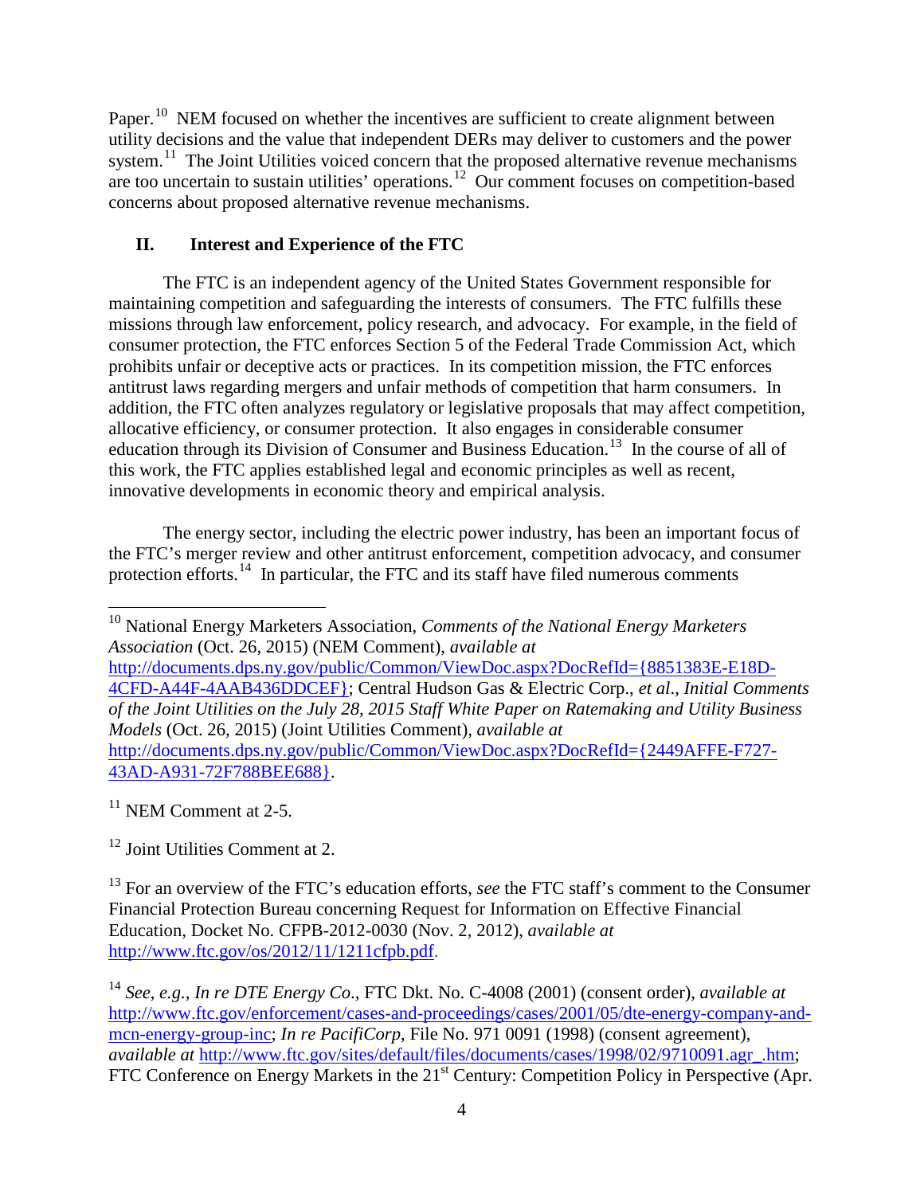Paper.[10] NEM focused on whether the incentives are sufficient to create alignment between utility decisions and the value that independent DERs may deliver to customers and the power system.[11] The Joint Utilities voiced concern that the proposed alternative revenue mechanisms are too uncertain to sustain utilities' operations.[12] Our comment focuses on competition-based concerns about proposed alternative revenue mechanisms.

## II. Interest and Experience of the FTC

The FTC is an independent agency of the United States Government responsible for maintaining competition and safeguarding the interests of consumers. The FTC fulfills these missions through law enforcement, policy research, and advocacy. For example, in the field of consumer protection, the FTC enforces Section 5 of the Federal Trade Commission Act, which prohibits unfair or deceptive acts or practices. In its competition mission, the FTC enforces antitrust laws regarding mergers and unfair methods of competition that harm consumers. In addition, the FTC often analyzes regulatory or legislative proposals that may affect competition, allocative efficiency, or consumer protection. It also engages in considerable consumer education through its Division of Consumer and Business Education.[13] In the course of all of this work, the FTC applies established legal and economic principles as well as recent, innovative developments in economic theory and empirical analysis.

The energy sector, including the electric power industry, has been an important focus of the FTC's merger review and other antitrust enforcement, competition advocacy, and consumer protection efforts.[14] In particular, the FTC and its staff have filed numerous comments

---

[10] National Energy Marketers Association, *Comments of the National Energy Marketers Association* (Oct. 26, 2015) (NEM Comment), *available at* http://documents.dps.ny.gov/public/Common/ViewDoc.aspx?DocRefId={8851383E-E18D-4CFD-A44F-4AAB436DDCEF}; Central Hudson Gas & Electric Corp., *et al.*, *Initial Comments of the Joint Utilities on the July 28, 2015 Staff White Paper on Ratemaking and Utility Business Models* (Oct. 26, 2015) (Joint Utilities Comment), *available at* http://documents.dps.ny.gov/public/Common/ViewDoc.aspx?DocRefId={2449AFFE-F727-43AD-A931-72F788BEE688}.

[11] NEM Comment at 2-5.

[12] Joint Utilities Comment at 2.

[13] For an overview of the FTC's education efforts, *see* the FTC staff's comment to the Consumer Financial Protection Bureau concerning Request for Information on Effective Financial Education, Docket No. CFPB-2012-0030 (Nov. 2, 2012), *available at* http://www.ftc.gov/os/2012/11/1211cfpb.pdf.

[14] *See, e.g.*, *In re DTE Energy Co.*, FTC Dkt. No. C-4008 (2001) (consent order), *available at* http://www.ftc.gov/enforcement/cases-and-proceedings/cases/2001/05/dte-energy-company-and-mcn-energy-group-inc; *In re PacifiCorp*, File No. 971 0091 (1998) (consent agreement), *available at* http://www.ftc.gov/sites/default/files/documents/cases/1998/02/9710091.agr_.htm; FTC Conference on Energy Markets in the 21st Century: Competition Policy in Perspective (Apr.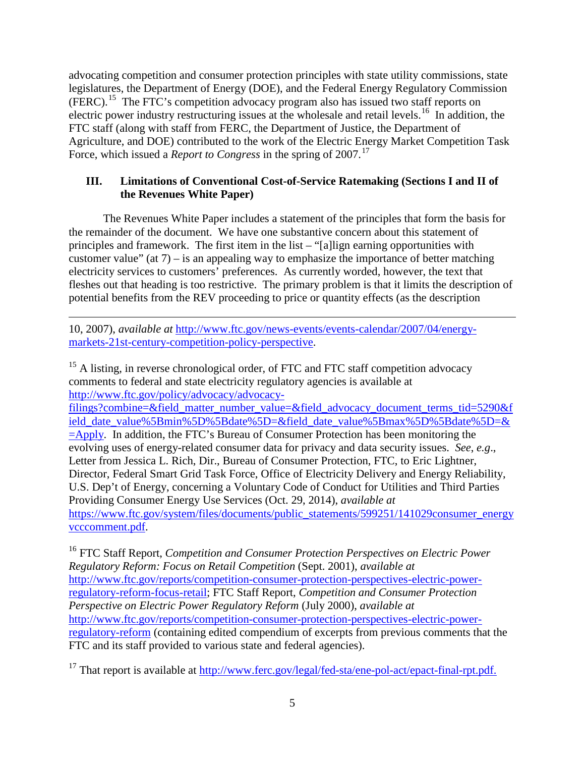advocating competition and consumer protection principles with state utility commissions, state legislatures, the Department of Energy (DOE), and the Federal Energy Regulatory Commission (FERC).[15] The FTC's competition advocacy program also has issued two staff reports on electric power industry restructuring issues at the wholesale and retail levels.[16] In addition, the FTC staff (along with staff from FERC, the Department of Justice, the Department of Agriculture, and DOE) contributed to the work of the Electric Energy Market Competition Task Force, which issued a *Report to Congress* in the spring of 2007.[17]

## III. Limitations of Conventional Cost-of-Service Ratemaking (Sections I and II of the Revenues White Paper)

The Revenues White Paper includes a statement of the principles that form the basis for the remainder of the document. We have one substantive concern about this statement of principles and framework. The first item in the list – "[a]lign earning opportunities with customer value" (at 7) – is an appealing way to emphasize the importance of better matching electricity services to customers' preferences. As currently worded, however, the text that fleshes out that heading is too restrictive. The primary problem is that it limits the description of potential benefits from the REV proceeding to price or quantity effects (as the description

---

10, 2007), *available at* http://www.ftc.gov/news-events/events-calendar/2007/04/energy-markets-21st-century-competition-policy-perspective.

[15] A listing, in reverse chronological order, of FTC and FTC staff competition advocacy comments to federal and state electricity regulatory agencies is available at http://www.ftc.gov/policy/advocacy/advocacy-filings?combine=&field_matter_number_value=&field_advocacy_document_terms_tid=5290&field_date_value%5Bmin%5D%5Bdate%5D=&field_date_value%5Bmax%5D%5Bdate%5D=&=Apply. In addition, the FTC's Bureau of Consumer Protection has been monitoring the evolving uses of energy-related consumer data for privacy and data security issues. *See, e.g.*, Letter from Jessica L. Rich, Dir., Bureau of Consumer Protection, FTC, to Eric Lightner, Director, Federal Smart Grid Task Force, Office of Electricity Delivery and Energy Reliability, U.S. Dep't of Energy, concerning a Voluntary Code of Conduct for Utilities and Third Parties Providing Consumer Energy Use Services (Oct. 29, 2014), *available at* https://www.ftc.gov/system/files/documents/public_statements/599251/141029consumer_energyvcccomment.pdf.

[16] FTC Staff Report, *Competition and Consumer Protection Perspectives on Electric Power Regulatory Reform: Focus on Retail Competition* (Sept. 2001), *available at* http://www.ftc.gov/reports/competition-consumer-protection-perspectives-electric-power-regulatory-reform-focus-retail; FTC Staff Report, *Competition and Consumer Protection Perspective on Electric Power Regulatory Reform* (July 2000), *available at* http://www.ftc.gov/reports/competition-consumer-protection-perspectives-electric-power-regulatory-reform (containing edited compendium of excerpts from previous comments that the FTC and its staff provided to various state and federal agencies).

[17] That report is available at http://www.ferc.gov/legal/fed-sta/ene-pol-act/epact-final-rpt.pdf.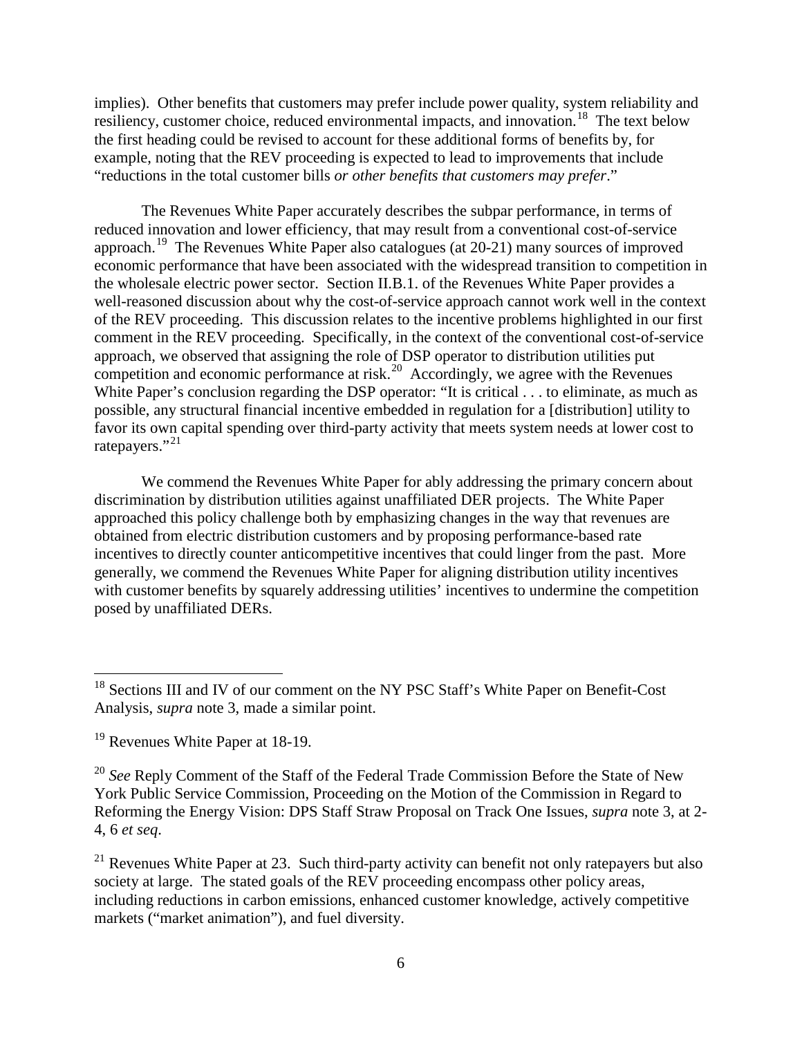implies). Other benefits that customers may prefer include power quality, system reliability and resiliency, customer choice, reduced environmental impacts, and innovation.[18] The text below the first heading could be revised to account for these additional forms of benefits by, for example, noting that the REV proceeding is expected to lead to improvements that include "reductions in the total customer bills *or other benefits that customers may prefer*."

The Revenues White Paper accurately describes the subpar performance, in terms of reduced innovation and lower efficiency, that may result from a conventional cost-of-service approach.[19] The Revenues White Paper also catalogues (at 20-21) many sources of improved economic performance that have been associated with the widespread transition to competition in the wholesale electric power sector. Section II.B.1. of the Revenues White Paper provides a well-reasoned discussion about why the cost-of-service approach cannot work well in the context of the REV proceeding. This discussion relates to the incentive problems highlighted in our first comment in the REV proceeding. Specifically, in the context of the conventional cost-of-service approach, we observed that assigning the role of DSP operator to distribution utilities put competition and economic performance at risk.[20] Accordingly, we agree with the Revenues White Paper's conclusion regarding the DSP operator: "It is critical . . . to eliminate, as much as possible, any structural financial incentive embedded in regulation for a [distribution] utility to favor its own capital spending over third-party activity that meets system needs at lower cost to ratepayers."[21]

We commend the Revenues White Paper for ably addressing the primary concern about discrimination by distribution utilities against unaffiliated DER projects. The White Paper approached this policy challenge both by emphasizing changes in the way that revenues are obtained from electric distribution customers and by proposing performance-based rate incentives to directly counter anticompetitive incentives that could linger from the past. More generally, we commend the Revenues White Paper for aligning distribution utility incentives with customer benefits by squarely addressing utilities' incentives to undermine the competition posed by unaffiliated DERs.

---

[18] Sections III and IV of our comment on the NY PSC Staff's White Paper on Benefit-Cost Analysis, *supra* note 3, made a similar point.

[19] Revenues White Paper at 18-19.

[20] *See* Reply Comment of the Staff of the Federal Trade Commission Before the State of New York Public Service Commission, Proceeding on the Motion of the Commission in Regard to Reforming the Energy Vision: DPS Staff Straw Proposal on Track One Issues, *supra* note 3, at 2-4, 6 *et seq*.

[21] Revenues White Paper at 23. Such third-party activity can benefit not only ratepayers but also society at large. The stated goals of the REV proceeding encompass other policy areas, including reductions in carbon emissions, enhanced customer knowledge, actively competitive markets ("market animation"), and fuel diversity.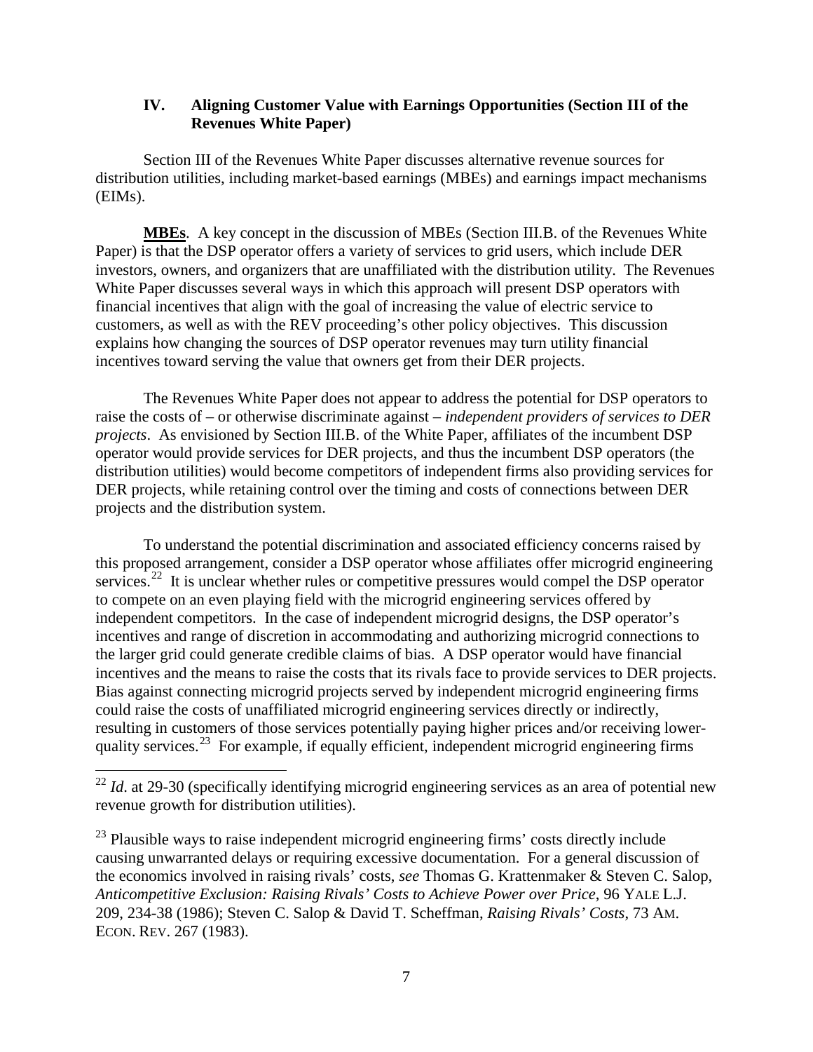## IV. Aligning Customer Value with Earnings Opportunities (Section III of the Revenues White Paper)

Section III of the Revenues White Paper discusses alternative revenue sources for distribution utilities, including market-based earnings (MBEs) and earnings impact mechanisms (EIMs).

**MBEs**. A key concept in the discussion of MBEs (Section III.B. of the Revenues White Paper) is that the DSP operator offers a variety of services to grid users, which include DER investors, owners, and organizers that are unaffiliated with the distribution utility. The Revenues White Paper discusses several ways in which this approach will present DSP operators with financial incentives that align with the goal of increasing the value of electric service to customers, as well as with the REV proceeding's other policy objectives. This discussion explains how changing the sources of DSP operator revenues may turn utility financial incentives toward serving the value that owners get from their DER projects.

The Revenues White Paper does not appear to address the potential for DSP operators to raise the costs of – or otherwise discriminate against – *independent providers of services to DER projects*. As envisioned by Section III.B. of the White Paper, affiliates of the incumbent DSP operator would provide services for DER projects, and thus the incumbent DSP operators (the distribution utilities) would become competitors of independent firms also providing services for DER projects, while retaining control over the timing and costs of connections between DER projects and the distribution system.

To understand the potential discrimination and associated efficiency concerns raised by this proposed arrangement, consider a DSP operator whose affiliates offer microgrid engineering services.[22] It is unclear whether rules or competitive pressures would compel the DSP operator to compete on an even playing field with the microgrid engineering services offered by independent competitors. In the case of independent microgrid designs, the DSP operator's incentives and range of discretion in accommodating and authorizing microgrid connections to the larger grid could generate credible claims of bias. A DSP operator would have financial incentives and the means to raise the costs that its rivals face to provide services to DER projects. Bias against connecting microgrid projects served by independent microgrid engineering firms could raise the costs of unaffiliated microgrid engineering services directly or indirectly, resulting in customers of those services potentially paying higher prices and/or receiving lower-quality services.[23] For example, if equally efficient, independent microgrid engineering firms

---

[22] *Id*. at 29-30 (specifically identifying microgrid engineering services as an area of potential new revenue growth for distribution utilities).

[23] Plausible ways to raise independent microgrid engineering firms' costs directly include causing unwarranted delays or requiring excessive documentation. For a general discussion of the economics involved in raising rivals' costs, *see* Thomas G. Krattenmaker & Steven C. Salop, *Anticompetitive Exclusion: Raising Rivals' Costs to Achieve Power over Price*, 96 YALE L.J. 209, 234-38 (1986); Steven C. Salop & David T. Scheffman, *Raising Rivals' Costs*, 73 AM. ECON. REV. 267 (1983).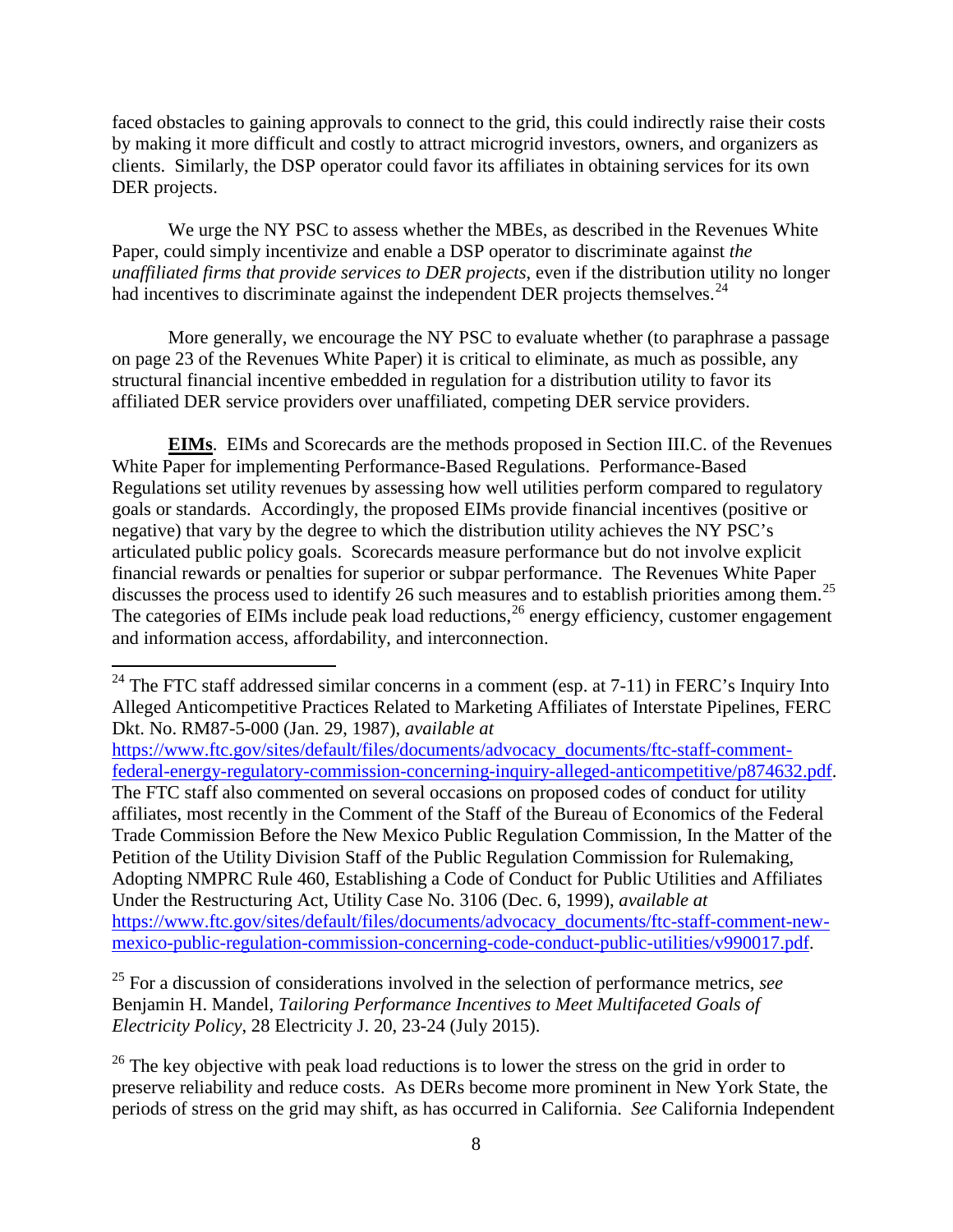faced obstacles to gaining approvals to connect to the grid, this could indirectly raise their costs by making it more difficult and costly to attract microgrid investors, owners, and organizers as clients. Similarly, the DSP operator could favor its affiliates in obtaining services for its own DER projects.

We urge the NY PSC to assess whether the MBEs, as described in the Revenues White Paper, could simply incentivize and enable a DSP operator to discriminate against *the unaffiliated firms that provide services to DER projects*, even if the distribution utility no longer had incentives to discriminate against the independent DER projects themselves.[24]

More generally, we encourage the NY PSC to evaluate whether (to paraphrase a passage on page 23 of the Revenues White Paper) it is critical to eliminate, as much as possible, any structural financial incentive embedded in regulation for a distribution utility to favor its affiliated DER service providers over unaffiliated, competing DER service providers.

**EIMs**. EIMs and Scorecards are the methods proposed in Section III.C. of the Revenues White Paper for implementing Performance-Based Regulations. Performance-Based Regulations set utility revenues by assessing how well utilities perform compared to regulatory goals or standards. Accordingly, the proposed EIMs provide financial incentives (positive or negative) that vary by the degree to which the distribution utility achieves the NY PSC's articulated public policy goals. Scorecards measure performance but do not involve explicit financial rewards or penalties for superior or subpar performance. The Revenues White Paper discusses the process used to identify 26 such measures and to establish priorities among them.[25] The categories of EIMs include peak load reductions,[26] energy efficiency, customer engagement and information access, affordability, and interconnection.

---

[24] The FTC staff addressed similar concerns in a comment (esp. at 7-11) in FERC's Inquiry Into Alleged Anticompetitive Practices Related to Marketing Affiliates of Interstate Pipelines, FERC Dkt. No. RM87-5-000 (Jan. 29, 1987), *available at* https://www.ftc.gov/sites/default/files/documents/advocacy_documents/ftc-staff-comment-federal-energy-regulatory-commission-concerning-inquiry-alleged-anticompetitive/p874632.pdf. The FTC staff also commented on several occasions on proposed codes of conduct for utility affiliates, most recently in the Comment of the Staff of the Bureau of Economics of the Federal Trade Commission Before the New Mexico Public Regulation Commission, In the Matter of the Petition of the Utility Division Staff of the Public Regulation Commission for Rulemaking, Adopting NMPRC Rule 460, Establishing a Code of Conduct for Public Utilities and Affiliates Under the Restructuring Act, Utility Case No. 3106 (Dec. 6, 1999), *available at* https://www.ftc.gov/sites/default/files/documents/advocacy_documents/ftc-staff-comment-new-mexico-public-regulation-commission-concerning-code-conduct-public-utilities/v990017.pdf.

[25] For a discussion of considerations involved in the selection of performance metrics, *see* Benjamin H. Mandel, *Tailoring Performance Incentives to Meet Multifaceted Goals of Electricity Policy*, 28 Electricity J. 20, 23-24 (July 2015).

[26] The key objective with peak load reductions is to lower the stress on the grid in order to preserve reliability and reduce costs. As DERs become more prominent in New York State, the periods of stress on the grid may shift, as has occurred in California. *See* California Independent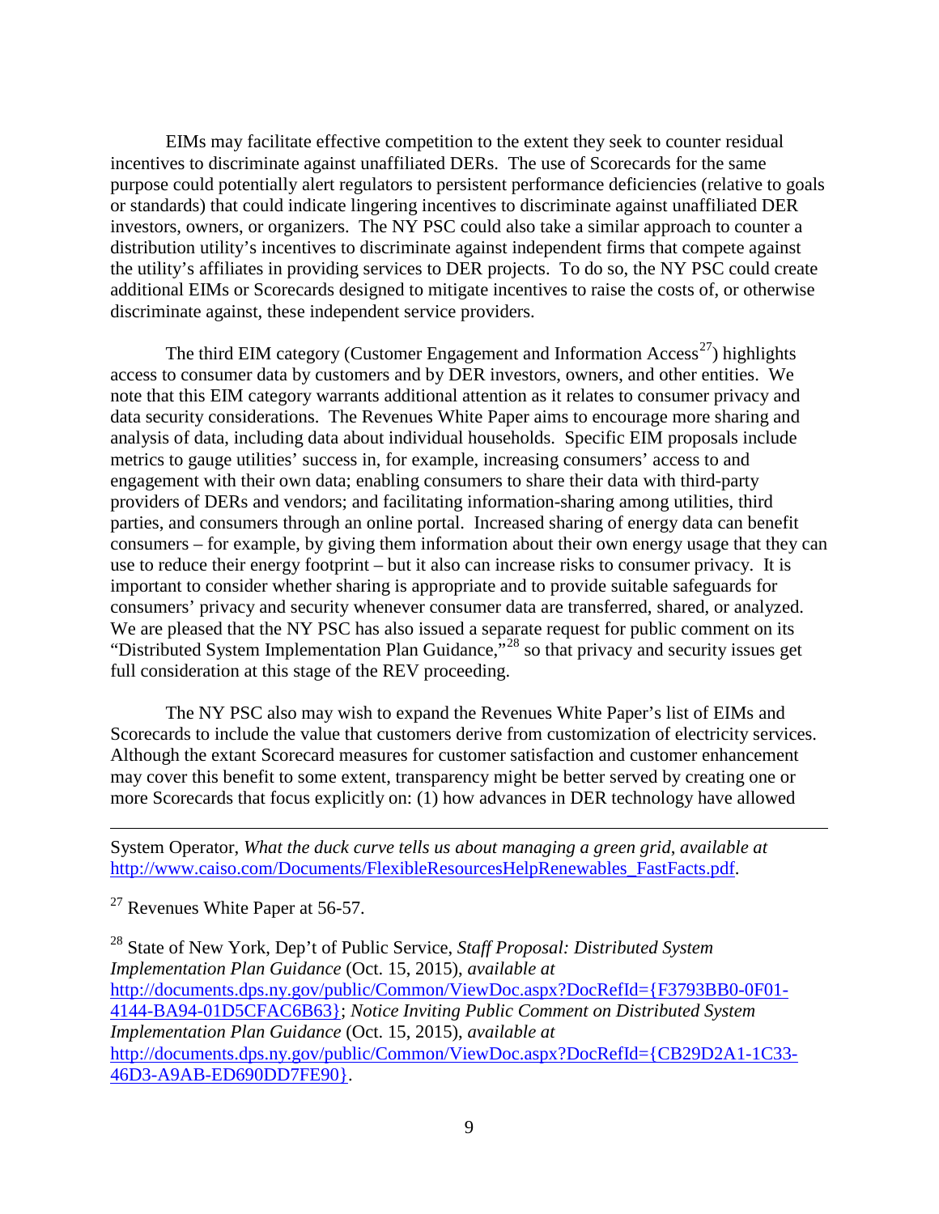EIMs may facilitate effective competition to the extent they seek to counter residual incentives to discriminate against unaffiliated DERs. The use of Scorecards for the same purpose could potentially alert regulators to persistent performance deficiencies (relative to goals or standards) that could indicate lingering incentives to discriminate against unaffiliated DER investors, owners, or organizers. The NY PSC could also take a similar approach to counter a distribution utility's incentives to discriminate against independent firms that compete against the utility's affiliates in providing services to DER projects. To do so, the NY PSC could create additional EIMs or Scorecards designed to mitigate incentives to raise the costs of, or otherwise discriminate against, these independent service providers.

The third EIM category (Customer Engagement and Information Access[27]) highlights access to consumer data by customers and by DER investors, owners, and other entities. We note that this EIM category warrants additional attention as it relates to consumer privacy and data security considerations. The Revenues White Paper aims to encourage more sharing and analysis of data, including data about individual households. Specific EIM proposals include metrics to gauge utilities' success in, for example, increasing consumers' access to and engagement with their own data; enabling consumers to share their data with third-party providers of DERs and vendors; and facilitating information-sharing among utilities, third parties, and consumers through an online portal. Increased sharing of energy data can benefit consumers – for example, by giving them information about their own energy usage that they can use to reduce their energy footprint – but it also can increase risks to consumer privacy. It is important to consider whether sharing is appropriate and to provide suitable safeguards for consumers' privacy and security whenever consumer data are transferred, shared, or analyzed. We are pleased that the NY PSC has also issued a separate request for public comment on its "Distributed System Implementation Plan Guidance,"[28] so that privacy and security issues get full consideration at this stage of the REV proceeding.

The NY PSC also may wish to expand the Revenues White Paper's list of EIMs and Scorecards to include the value that customers derive from customization of electricity services. Although the extant Scorecard measures for customer satisfaction and customer enhancement may cover this benefit to some extent, transparency might be better served by creating one or more Scorecards that focus explicitly on: (1) how advances in DER technology have allowed

---

System Operator, *What the duck curve tells us about managing a green grid*, *available at* http://www.caiso.com/Documents/FlexibleResourcesHelpRenewables_FastFacts.pdf.

[27] Revenues White Paper at 56-57.

[28] State of New York, Dep't of Public Service, *Staff Proposal: Distributed System Implementation Plan Guidance* (Oct. 15, 2015), *available at* http://documents.dps.ny.gov/public/Common/ViewDoc.aspx?DocRefId={F3793BB0-0F01-4144-BA94-01D5CFAC6B63}; *Notice Inviting Public Comment on Distributed System Implementation Plan Guidance* (Oct. 15, 2015), *available at* http://documents.dps.ny.gov/public/Common/ViewDoc.aspx?DocRefId={CB29D2A1-1C33-46D3-A9AB-ED690DD7FE90}.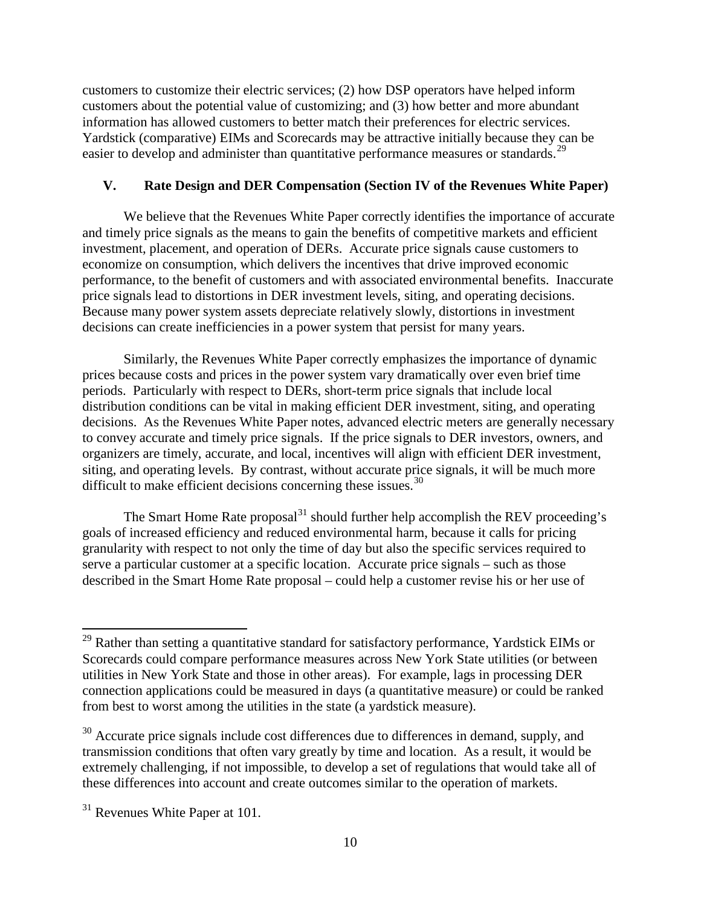customers to customize their electric services; (2) how DSP operators have helped inform customers about the potential value of customizing; and (3) how better and more abundant information has allowed customers to better match their preferences for electric services. Yardstick (comparative) EIMs and Scorecards may be attractive initially because they can be easier to develop and administer than quantitative performance measures or standards.[29]

## V. Rate Design and DER Compensation (Section IV of the Revenues White Paper)

We believe that the Revenues White Paper correctly identifies the importance of accurate and timely price signals as the means to gain the benefits of competitive markets and efficient investment, placement, and operation of DERs. Accurate price signals cause customers to economize on consumption, which delivers the incentives that drive improved economic performance, to the benefit of customers and with associated environmental benefits. Inaccurate price signals lead to distortions in DER investment levels, siting, and operating decisions. Because many power system assets depreciate relatively slowly, distortions in investment decisions can create inefficiencies in a power system that persist for many years.

Similarly, the Revenues White Paper correctly emphasizes the importance of dynamic prices because costs and prices in the power system vary dramatically over even brief time periods. Particularly with respect to DERs, short-term price signals that include local distribution conditions can be vital in making efficient DER investment, siting, and operating decisions. As the Revenues White Paper notes, advanced electric meters are generally necessary to convey accurate and timely price signals. If the price signals to DER investors, owners, and organizers are timely, accurate, and local, incentives will align with efficient DER investment, siting, and operating levels. By contrast, without accurate price signals, it will be much more difficult to make efficient decisions concerning these issues.[30]

The Smart Home Rate proposal[31] should further help accomplish the REV proceeding's goals of increased efficiency and reduced environmental harm, because it calls for pricing granularity with respect to not only the time of day but also the specific services required to serve a particular customer at a specific location. Accurate price signals – such as those described in the Smart Home Rate proposal – could help a customer revise his or her use of

---

[29] Rather than setting a quantitative standard for satisfactory performance, Yardstick EIMs or Scorecards could compare performance measures across New York State utilities (or between utilities in New York State and those in other areas). For example, lags in processing DER connection applications could be measured in days (a quantitative measure) or could be ranked from best to worst among the utilities in the state (a yardstick measure).

[30] Accurate price signals include cost differences due to differences in demand, supply, and transmission conditions that often vary greatly by time and location. As a result, it would be extremely challenging, if not impossible, to develop a set of regulations that would take all of these differences into account and create outcomes similar to the operation of markets.

[31] Revenues White Paper at 101.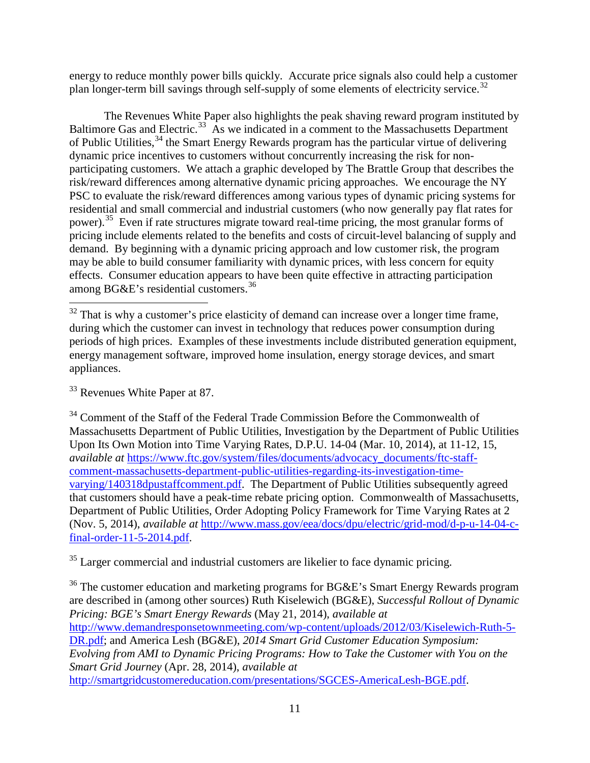energy to reduce monthly power bills quickly. Accurate price signals also could help a customer plan longer-term bill savings through self-supply of some elements of electricity service.[32]

The Revenues White Paper also highlights the peak shaving reward program instituted by Baltimore Gas and Electric.[33] As we indicated in a comment to the Massachusetts Department of Public Utilities,[34] the Smart Energy Rewards program has the particular virtue of delivering dynamic price incentives to customers without concurrently increasing the risk for non-participating customers. We attach a graphic developed by The Brattle Group that describes the risk/reward differences among alternative dynamic pricing approaches. We encourage the NY PSC to evaluate the risk/reward differences among various types of dynamic pricing systems for residential and small commercial and industrial customers (who now generally pay flat rates for power).[35] Even if rate structures migrate toward real-time pricing, the most granular forms of pricing include elements related to the benefits and costs of circuit-level balancing of supply and demand. By beginning with a dynamic pricing approach and low customer risk, the program may be able to build consumer familiarity with dynamic prices, with less concern for equity effects. Consumer education appears to have been quite effective in attracting participation among BG&E's residential customers.[36]

---

[32] That is why a customer's price elasticity of demand can increase over a longer time frame, during which the customer can invest in technology that reduces power consumption during periods of high prices. Examples of these investments include distributed generation equipment, energy management software, improved home insulation, energy storage devices, and smart appliances.

[33] Revenues White Paper at 87.

[34] Comment of the Staff of the Federal Trade Commission Before the Commonwealth of Massachusetts Department of Public Utilities, Investigation by the Department of Public Utilities Upon Its Own Motion into Time Varying Rates, D.P.U. 14-04 (Mar. 10, 2014), at 11-12, 15, *available at* https://www.ftc.gov/system/files/documents/advocacy_documents/ftc-staff-comment-massachusetts-department-public-utilities-regarding-its-investigation-time-varying/140318dpustaffcomment.pdf. The Department of Public Utilities subsequently agreed that customers should have a peak-time rebate pricing option. Commonwealth of Massachusetts, Department of Public Utilities, Order Adopting Policy Framework for Time Varying Rates at 2 (Nov. 5, 2014), *available at* http://www.mass.gov/eea/docs/dpu/electric/grid-mod/d-p-u-14-04-c-final-order-11-5-2014.pdf.

[35] Larger commercial and industrial customers are likelier to face dynamic pricing.

[36] The customer education and marketing programs for BG&E's Smart Energy Rewards program are described in (among other sources) Ruth Kiselewich (BG&E), *Successful Rollout of Dynamic Pricing: BGE's Smart Energy Rewards* (May 21, 2014), *available at* http://www.demandresponsetownmeeting.com/wp-content/uploads/2012/03/Kiselewich-Ruth-5-DR.pdf; and America Lesh (BG&E), *2014 Smart Grid Customer Education Symposium: Evolving from AMI to Dynamic Pricing Programs: How to Take the Customer with You on the Smart Grid Journey* (Apr. 28, 2014), *available at* http://smartgridcustomereducation.com/presentations/SGCES-AmericaLesh-BGE.pdf.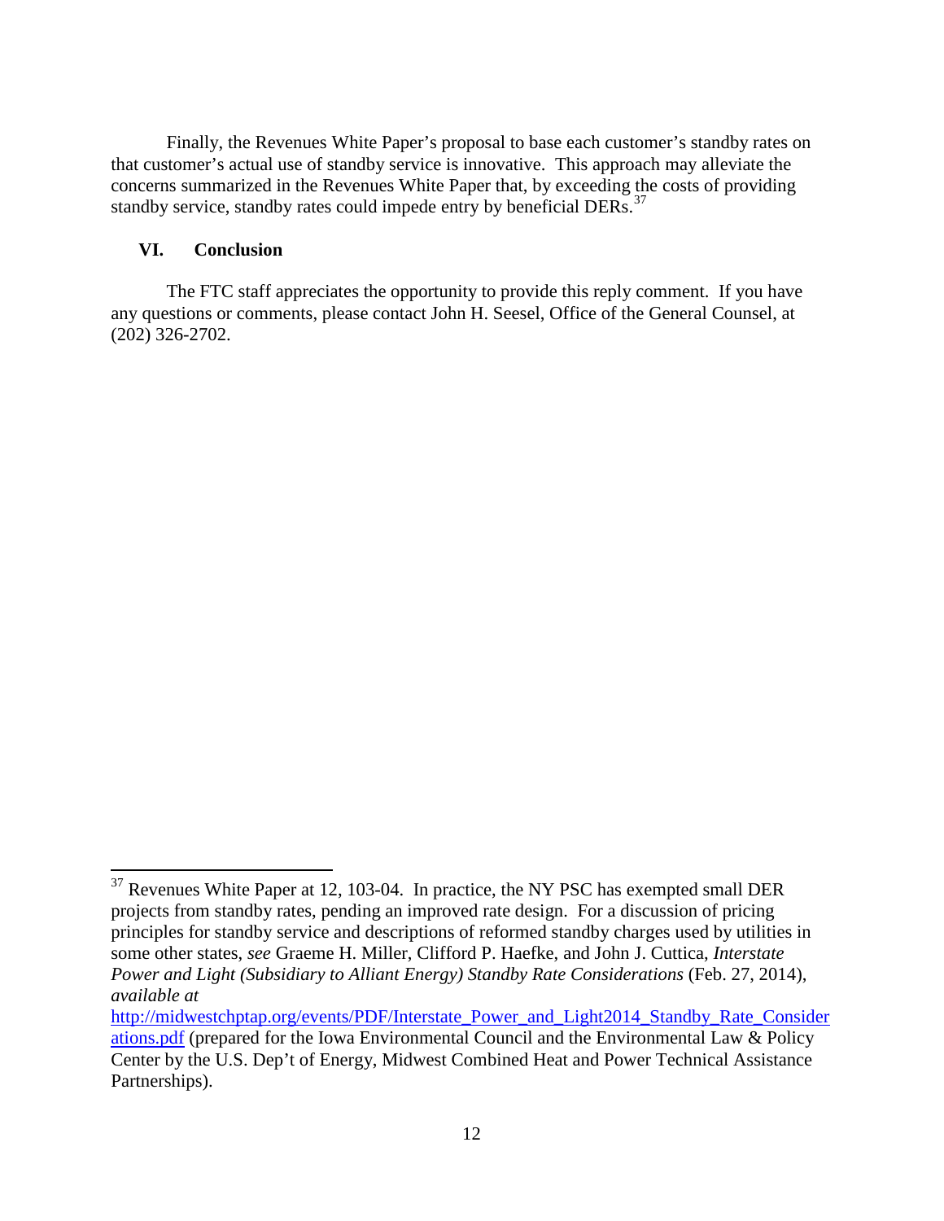Finally, the Revenues White Paper's proposal to base each customer's standby rates on that customer's actual use of standby service is innovative. This approach may alleviate the concerns summarized in the Revenues White Paper that, by exceeding the costs of providing standby service, standby rates could impede entry by beneficial DERs.[37]

## VI. Conclusion

The FTC staff appreciates the opportunity to provide this reply comment. If you have any questions or comments, please contact John H. Seesel, Office of the General Counsel, at (202) 326-2702.

---

[37] Revenues White Paper at 12, 103-04. In practice, the NY PSC has exempted small DER projects from standby rates, pending an improved rate design. For a discussion of pricing principles for standby service and descriptions of reformed standby charges used by utilities in some other states, *see* Graeme H. Miller, Clifford P. Haefke, and John J. Cuttica, *Interstate Power and Light (Subsidiary to Alliant Energy) Standby Rate Considerations* (Feb. 27, 2014), *available at* [http://midwestchptap.org/events/PDF/Interstate_Power_and_Light2014_Standby_Rate_Considerations.pdf](http://midwestchptap.org/events/PDF/Interstate_Power_and_Light2014_Standby_Rate_Considerations.pdf) (prepared for the Iowa Environmental Council and the Environmental Law & Policy Center by the U.S. Dep't of Energy, Midwest Combined Heat and Power Technical Assistance Partnerships).